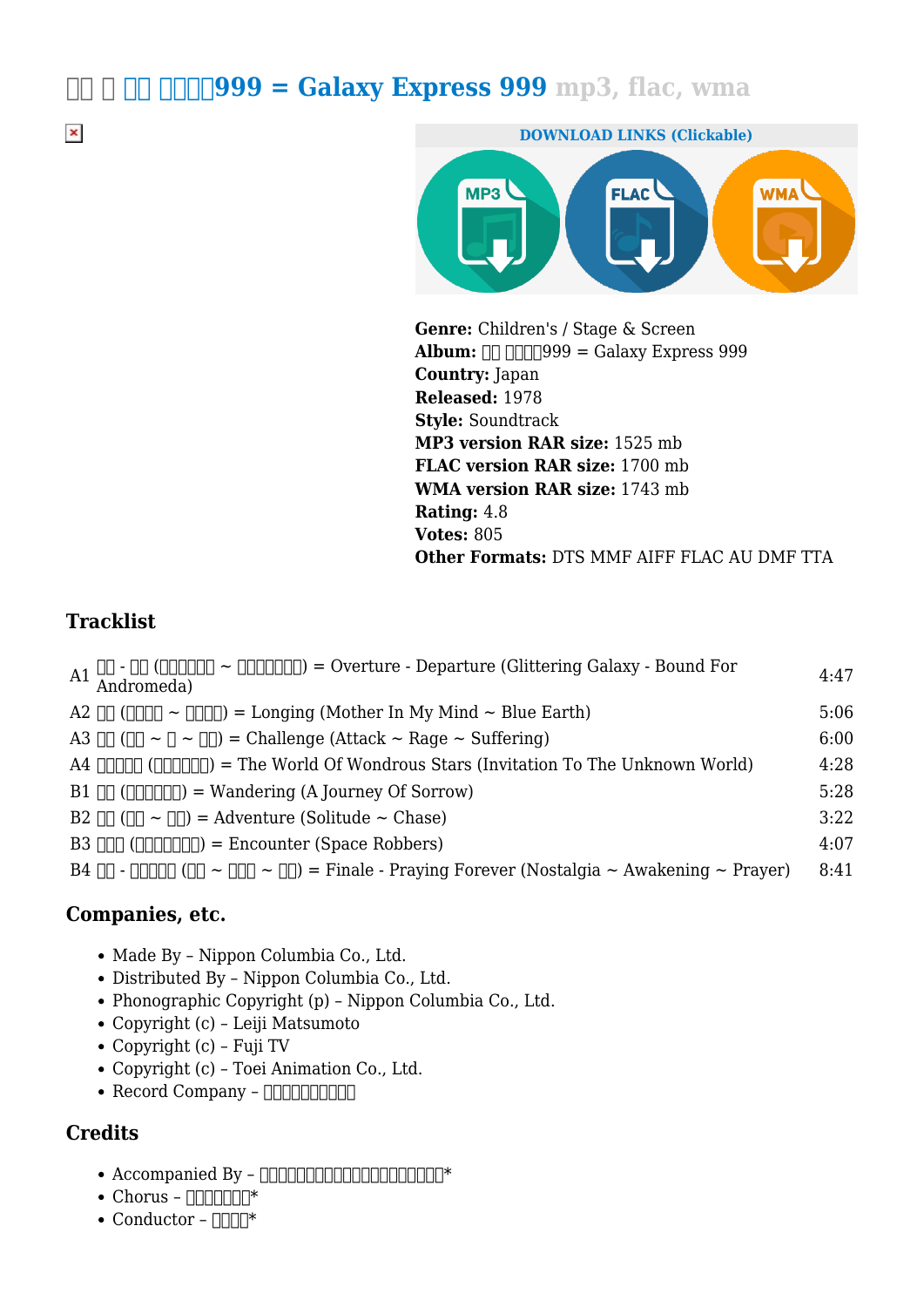# □□ □ □□ □□□□999 = Galaxy Express 999 mp3, flac, wma

DOWNLOAD LINKS (Clickable)

MP3 FLAC WMA

**Genre:** Children's / Stage & Screen
**Album:** □□ □□□□999 = Galaxy Express 999
**Country:** Japan
**Released:** 1978
**Style:** Soundtrack
**MP3 version RAR size:** 1525 mb
**FLAC version RAR size:** 1700 mb
**WMA version RAR size:** 1743 mb
**Rating:** 4.8
**Votes:** 805
**Other Formats:** DTS MMF AIFF FLAC AU DMF TTA

## Tracklist

| | | |
|---|---|---|
| A1 | □□ - □□ (□□□□□□ ~ □□□□□□□) = Overture - Departure (Glittering Galaxy - Bound For Andromeda) | 4:47 |
| A2 | □□ (□□□□ ~ □□□□) = Longing (Mother In My Mind ~ Blue Earth) | 5:06 |
| A3 | □□ (□□ ~ □ ~ □□) = Challenge (Attack ~ Rage ~ Suffering) | 6:00 |
| A4 | □□□□□ (□□□□□□) = The World Of Wondrous Stars (Invitation To The Unknown World) | 4:28 |
| B1 | □□ (□□□□□□) = Wandering (A Journey Of Sorrow) | 5:28 |
| B2 | □□ (□□ ~ □□) = Adventure (Solitude ~ Chase) | 3:22 |
| B3 | □□□ (□□□□□□□) = Encounter (Space Robbers) | 4:07 |
| B4 | □□ - □□□□□ (□□ ~ □□□ ~ □□) = Finale - Praying Forever (Nostalgia ~ Awakening ~ Prayer) | 8:41 |

## Companies, etc.

- Made By – Nippon Columbia Co., Ltd.
- Distributed By – Nippon Columbia Co., Ltd.
- Phonographic Copyright (p) – Nippon Columbia Co., Ltd.
- Copyright (c) – Leiji Matsumoto
- Copyright (c) – Fuji TV
- Copyright (c) – Toei Animation Co., Ltd.
- Record Company – □□□□□□□□□□

## Credits

- Accompanied By – □□□□□□□□□□□□□□□□□□□□*
- Chorus – □□□□□□□*
- Conductor – □□□□*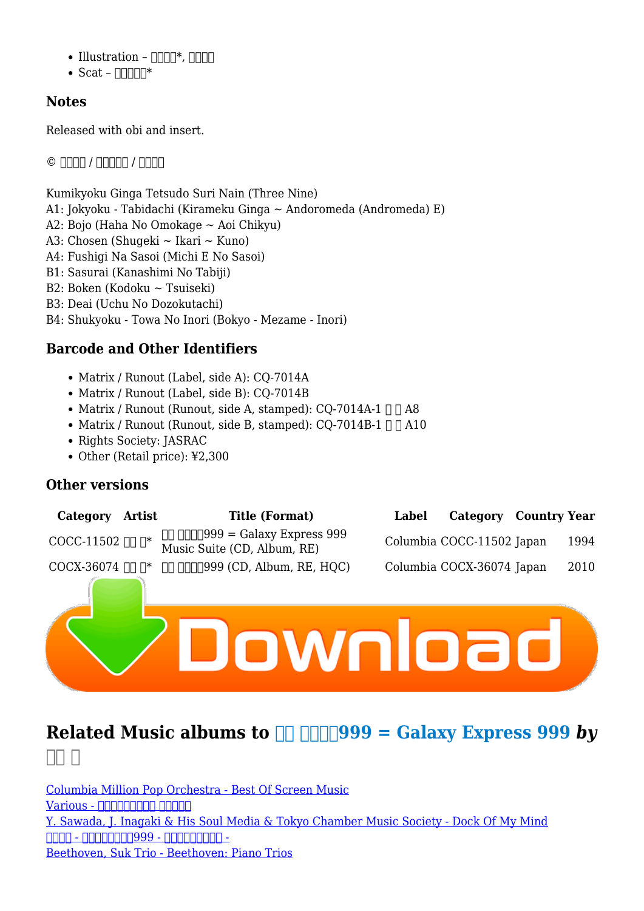- Illustration – □□□□*, □□□□
- Scat – □□□□□*

### Notes

Released with obi and insert.

© □□□□ / □□□□□ / □□□□

Kumikyoku Ginga Tetsudo Suri Nain (Three Nine)
A1: Jokyoku - Tabidachi (Kirameku Ginga ~ Andoromeda (Andromeda) E)
A2: Bojo (Haha No Omokage ~ Aoi Chikyu)
A3: Chosen (Shugeki ~ Ikari ~ Kuno)
A4: Fushigi Na Sasoi (Michi E No Sasoi)
B1: Sasurai (Kanashimi No Tabiji)
B2: Boken (Kodoku ~ Tsuiseki)
B3: Deai (Uchu No Dozokutachi)
B4: Shukyoku - Towa No Inori (Bokyo - Mezame - Inori)

### Barcode and Other Identifiers

- Matrix / Runout (Label, side A): CQ-7014A
- Matrix / Runout (Label, side B): CQ-7014B
- Matrix / Runout (Runout, side A, stamped): CQ-7014A-1 □ □ A8
- Matrix / Runout (Runout, side B, stamped): CQ-7014B-1 □ □ A10
- Rights Society: JASRAC
- Other (Retail price): ¥2,300

### Other versions

| Category | Artist | Title (Format) | Label | Category | Country | Year |
|---|---|---|---|---|---|---|
| COCC-11502 | □□ □* | □□ □□□□999 = Galaxy Express 999 Music Suite (CD, Album, RE) | Columbia | COCC-11502 | Japan | 1994 |
| COCX-36074 | □□ □* | □□ □□□□999 (CD, Album, RE, HQC) | Columbia | COCX-36074 | Japan | 2010 |

## Related Music albums to □□ □□□□999 = Galaxy Express 999 *by* □□ □

Columbia Million Pop Orchestra - Best Of Screen Music
Various - □□□□□□□□□ □□□□□
Y. Sawada, J. Inagaki & His Soul Media & Tokyo Chamber Music Society - Dock Of My Mind
□□□□ - □□□□□□□□999 - □□□□□□□□□ -
Beethoven, Suk Trio - Beethoven: Piano Trios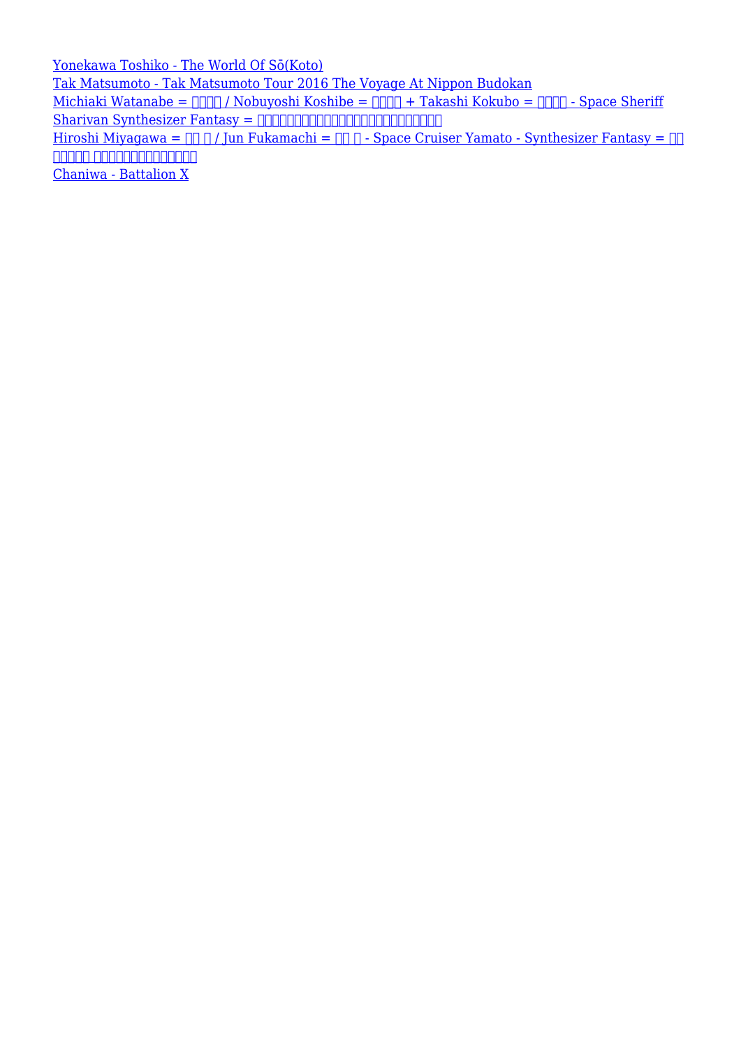Yonekawa Toshiko - The World Of Sō(Koto)
Tak Matsumoto - Tak Matsumoto Tour 2016 The Voyage At Nippon Budokan
Michiaki Watanabe = □□□□ / Nobuyoshi Koshibe = □□□□ + Takashi Kokubo = □□□□ - Space Sheriff Sharivan Synthesizer Fantasy = □□□□□□□□□□□□□□□□□□□□□□□□□□
Hiroshi Miyagawa = □□ □ / Jun Fukamachi = □□ □ - Space Cruiser Yamato - Synthesizer Fantasy = □□□□□□□ □□□□□□□□□□□□□□
Chaniwa - Battalion X